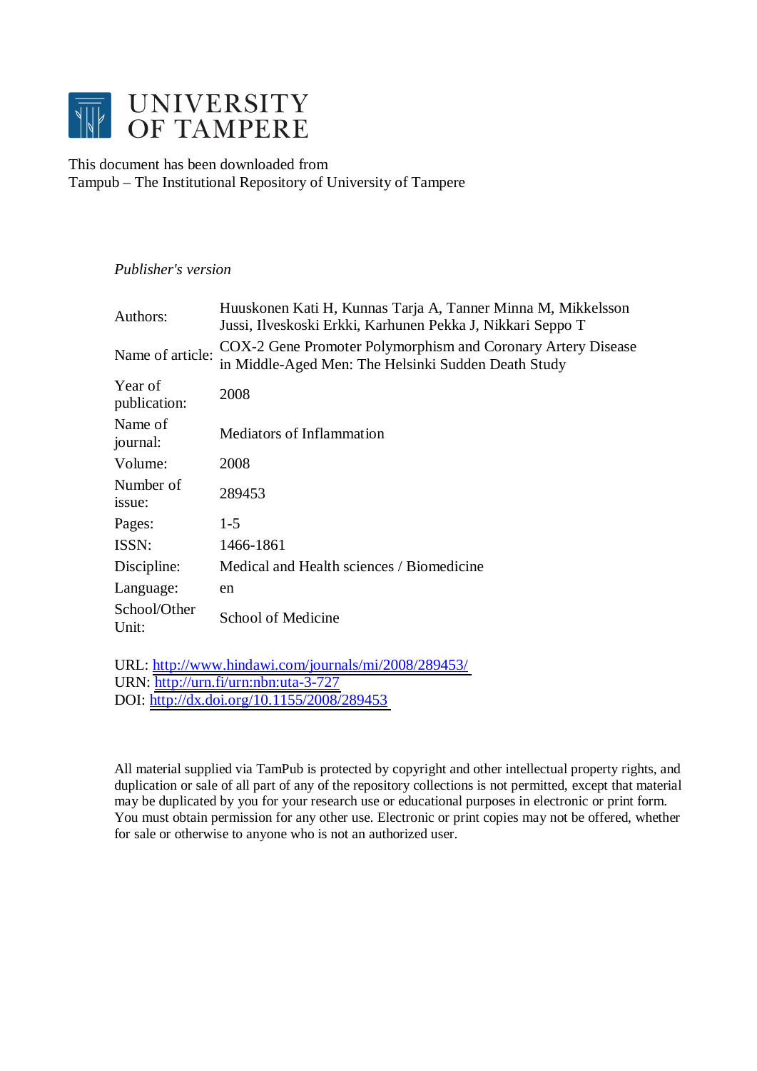UNIVERSITY OF TAMPERE

This document has been downloaded from
Tampub – The Institutional Repository of University of Tampere

*Publisher's version*

| | |
|---|---|
| Authors: | Huuskonen Kati H, Kunnas Tarja A, Tanner Minna M, Mikkelsson Jussi, Ilveskoski Erkki, Karhunen Pekka J, Nikkari Seppo T |
| Name of article: | COX-2 Gene Promoter Polymorphism and Coronary Artery Disease in Middle-Aged Men: The Helsinki Sudden Death Study |
| Year of publication: | 2008 |
| Name of journal: | Mediators of Inflammation |
| Volume: | 2008 |
| Number of issue: | 289453 |
| Pages: | 1-5 |
| ISSN: | 1466-1861 |
| Discipline: | Medical and Health sciences / Biomedicine |
| Language: | en |
| School/Other Unit: | School of Medicine |

URL: http://www.hindawi.com/journals/mi/2008/289453/
URN: http://urn.fi/urn:nbn:uta-3-727
DOI: http://dx.doi.org/10.1155/2008/289453

All material supplied via TamPub is protected by copyright and other intellectual property rights, and duplication or sale of all part of any of the repository collections is not permitted, except that material may be duplicated by you for your research use or educational purposes in electronic or print form. You must obtain permission for any other use. Electronic or print copies may not be offered, whether for sale or otherwise to anyone who is not an authorized user.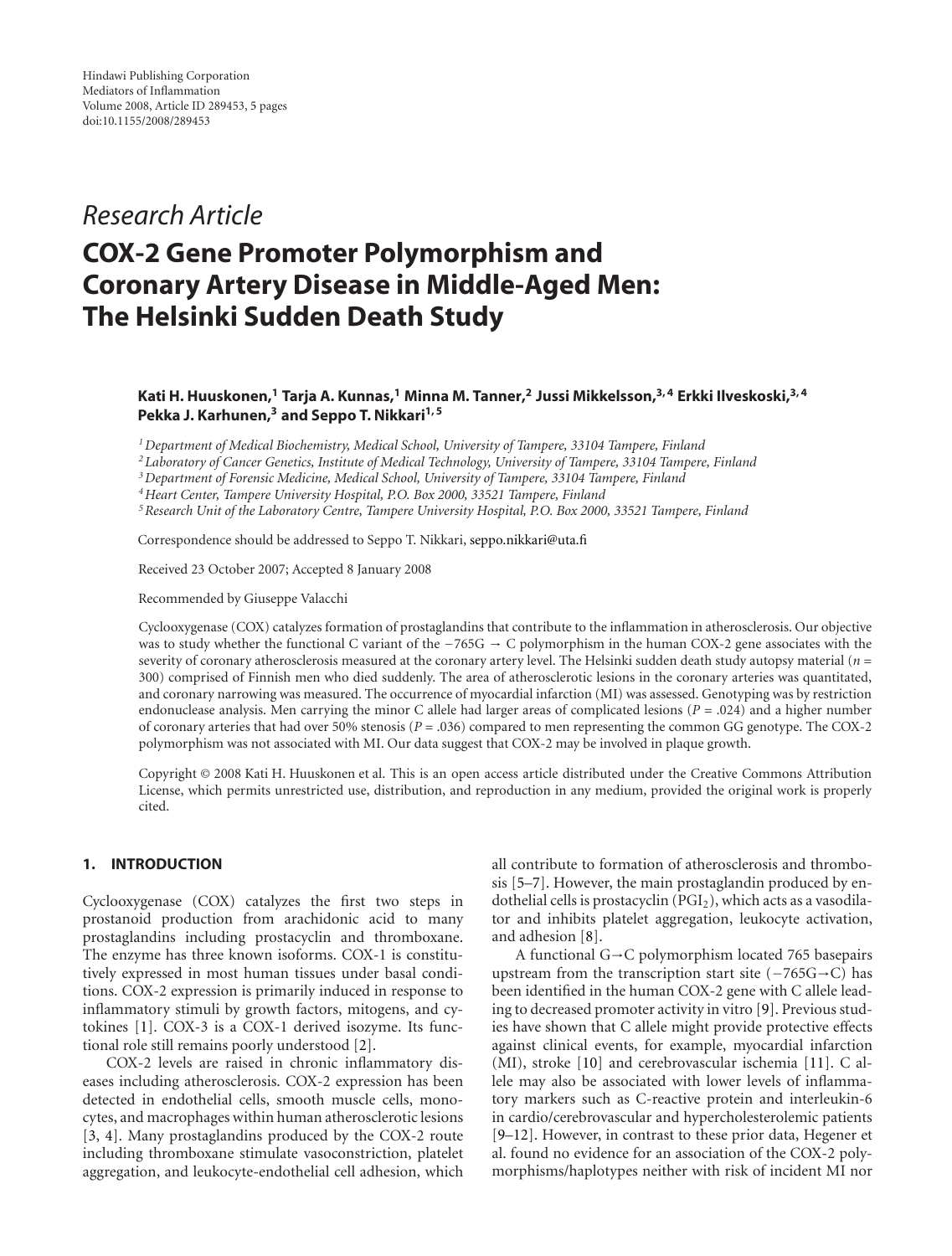Hindawi Publishing Corporation
Mediators of Inflammation
Volume 2008, Article ID 289453, 5 pages
doi:10.1155/2008/289453

*Research Article*

# COX-2 Gene Promoter Polymorphism and Coronary Artery Disease in Middle-Aged Men: The Helsinki Sudden Death Study

**Kati H. Huuskonen,[1] Tarja A. Kunnas,[1] Minna M. Tanner,[2] Jussi Mikkelsson,[3,4] Erkki Ilveskoski,[3,4] Pekka J. Karhunen,[3] and Seppo T. Nikkari[1,5]**

[1] *Department of Medical Biochemistry, Medical School, University of Tampere, 33104 Tampere, Finland*
[2] *Laboratory of Cancer Genetics, Institute of Medical Technology, University of Tampere, 33104 Tampere, Finland*
[3] *Department of Forensic Medicine, Medical School, University of Tampere, 33104 Tampere, Finland*
[4] *Heart Center, Tampere University Hospital, P.O. Box 2000, 33521 Tampere, Finland*
[5] *Research Unit of the Laboratory Centre, Tampere University Hospital, P.O. Box 2000, 33521 Tampere, Finland*

Correspondence should be addressed to Seppo T. Nikkari, seppo.nikkari@uta.fi

Received 23 October 2007; Accepted 8 January 2008

Recommended by Giuseppe Valacchi

Cyclooxygenase (COX) catalyzes formation of prostaglandins that contribute to the inflammation in atherosclerosis. Our objective was to study whether the functional C variant of the −765G → C polymorphism in the human COX-2 gene associates with the severity of coronary atherosclerosis measured at the coronary artery level. The Helsinki sudden death study autopsy material ($n$ = 300) comprised of Finnish men who died suddenly. The area of atherosclerotic lesions in the coronary arteries was quantitated, and coronary narrowing was measured. The occurrence of myocardial infarction (MI) was assessed. Genotyping was by restriction endonuclease analysis. Men carrying the minor C allele had larger areas of complicated lesions ($P$ = .024) and a higher number of coronary arteries that had over 50% stenosis ($P$ = .036) compared to men representing the common GG genotype. The COX-2 polymorphism was not associated with MI. Our data suggest that COX-2 may be involved in plaque growth.

Copyright © 2008 Kati H. Huuskonen et al. This is an open access article distributed under the Creative Commons Attribution License, which permits unrestricted use, distribution, and reproduction in any medium, provided the original work is properly cited.

## 1. INTRODUCTION

Cyclooxygenase (COX) catalyzes the first two steps in prostanoid production from arachidonic acid to many prostaglandins including prostacyclin and thromboxane. The enzyme has three known isoforms. COX-1 is constitutively expressed in most human tissues under basal conditions. COX-2 expression is primarily induced in response to inflammatory stimuli by growth factors, mitogens, and cytokines [1]. COX-3 is a COX-1 derived isozyme. Its functional role still remains poorly understood [2].

COX-2 levels are raised in chronic inflammatory diseases including atherosclerosis. COX-2 expression has been detected in endothelial cells, smooth muscle cells, monocytes, and macrophages within human atherosclerotic lesions [3, 4]. Many prostaglandins produced by the COX-2 route including thromboxane stimulate vasoconstriction, platelet aggregation, and leukocyte-endothelial cell adhesion, which all contribute to formation of atherosclerosis and thrombosis [5–7]. However, the main prostaglandin produced by endothelial cells is prostacyclin ($PGI_2$), which acts as a vasodilator and inhibits platelet aggregation, leukocyte activation, and adhesion [8].

A functional G→C polymorphism located 765 basepairs upstream from the transcription start site (−765G→C) has been identified in the human COX-2 gene with C allele leading to decreased promoter activity in vitro [9]. Previous studies have shown that C allele might provide protective effects against clinical events, for example, myocardial infarction (MI), stroke [10] and cerebrovascular ischemia [11]. C allele may also be associated with lower levels of inflammatory markers such as C-reactive protein and interleukin-6 in cardio/cerebrovascular and hypercholesterolemic patients [9–12]. However, in contrast to these prior data, Hegener et al. found no evidence for an association of the COX-2 polymorphisms/haplotypes neither with risk of incident MI nor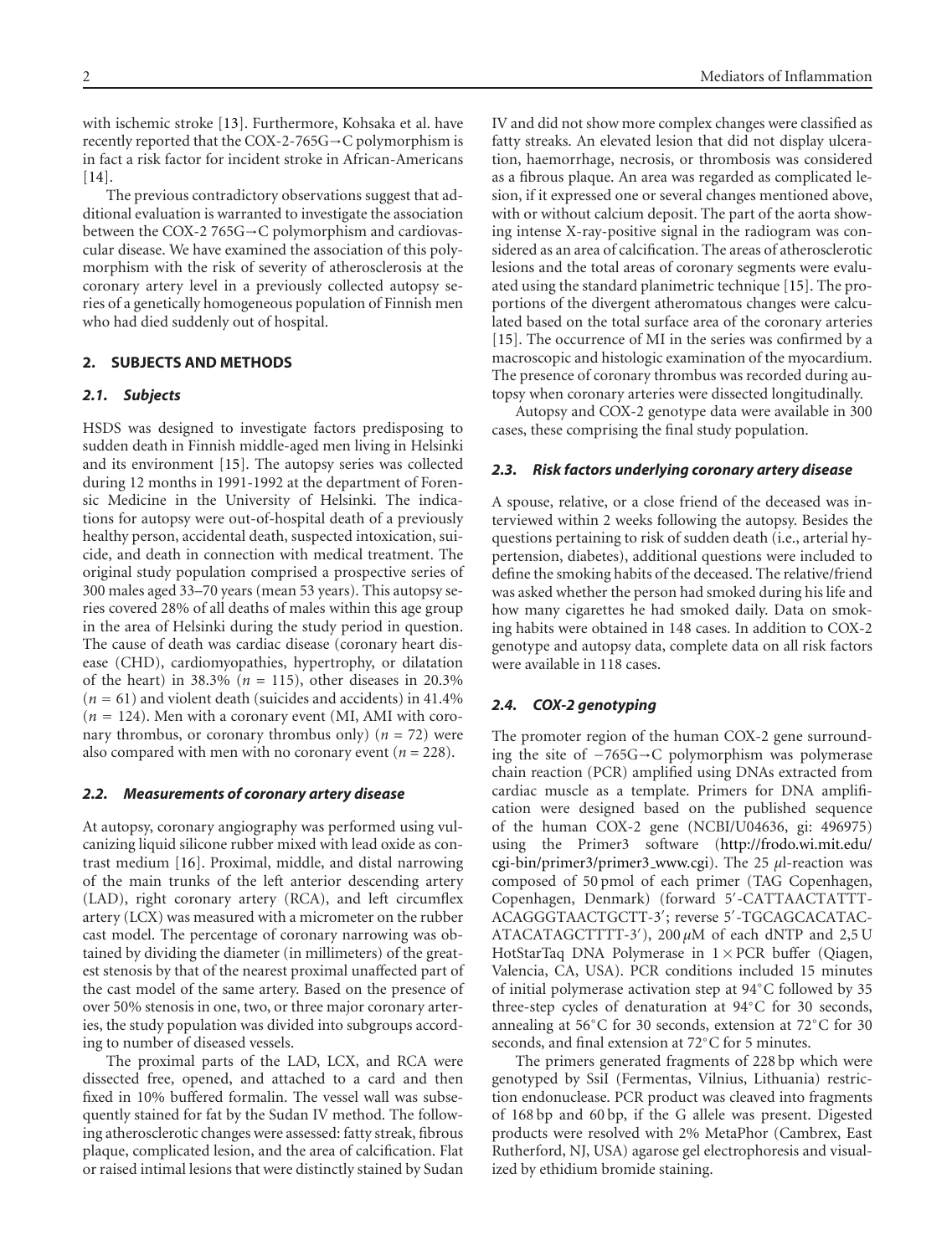with ischemic stroke [13]. Furthermore, Kohsaka et al. have recently reported that the COX-2-765G→C polymorphism is in fact a risk factor for incident stroke in African-Americans [14].

The previous contradictory observations suggest that additional evaluation is warranted to investigate the association between the COX-2 765G→C polymorphism and cardiovascular disease. We have examined the association of this polymorphism with the risk of severity of atherosclerosis at the coronary artery level in a previously collected autopsy series of a genetically homogeneous population of Finnish men who had died suddenly out of hospital.

## 2. SUBJECTS AND METHODS

### 2.1. Subjects

HSDS was designed to investigate factors predisposing to sudden death in Finnish middle-aged men living in Helsinki and its environment [15]. The autopsy series was collected during 12 months in 1991-1992 at the department of Forensic Medicine in the University of Helsinki. The indications for autopsy were out-of-hospital death of a previously healthy person, accidental death, suspected intoxication, suicide, and death in connection with medical treatment. The original study population comprised a prospective series of 300 males aged 33–70 years (mean 53 years). This autopsy series covered 28% of all deaths of males within this age group in the area of Helsinki during the study period in question. The cause of death was cardiac disease (coronary heart disease (CHD), cardiomyopathies, hypertrophy, or dilatation of the heart) in 38.3% ($n = 115$), other diseases in 20.3% ($n = 61$) and violent death (suicides and accidents) in 41.4% ($n = 124$). Men with a coronary event (MI, AMI with coronary thrombus, or coronary thrombus only) ($n = 72$) were also compared with men with no coronary event ($n = 228$).

### 2.2. Measurements of coronary artery disease

At autopsy, coronary angiography was performed using vulcanizing liquid silicone rubber mixed with lead oxide as contrast medium [16]. Proximal, middle, and distal narrowing of the main trunks of the left anterior descending artery (LAD), right coronary artery (RCA), and left circumflex artery (LCX) was measured with a micrometer on the rubber cast model. The percentage of coronary narrowing was obtained by dividing the diameter (in millimeters) of the greatest stenosis by that of the nearest proximal unaffected part of the cast model of the same artery. Based on the presence of over 50% stenosis in one, two, or three major coronary arteries, the study population was divided into subgroups according to number of diseased vessels.

The proximal parts of the LAD, LCX, and RCA were dissected free, opened, and attached to a card and then fixed in 10% buffered formalin. The vessel wall was subsequently stained for fat by the Sudan IV method. The following atherosclerotic changes were assessed: fatty streak, fibrous plaque, complicated lesion, and the area of calcification. Flat or raised intimal lesions that were distinctly stained by Sudan IV and did not show more complex changes were classified as fatty streaks. An elevated lesion that did not display ulceration, haemorrhage, necrosis, or thrombosis was considered as a fibrous plaque. An area was regarded as complicated lesion, if it expressed one or several changes mentioned above, with or without calcium deposit. The part of the aorta showing intense X-ray-positive signal in the radiogram was considered as an area of calcification. The areas of atherosclerotic lesions and the total areas of coronary segments were evaluated using the standard planimetric technique [15]. The proportions of the divergent atheromatous changes were calculated based on the total surface area of the coronary arteries [15]. The occurrence of MI in the series was confirmed by a macroscopic and histologic examination of the myocardium. The presence of coronary thrombus was recorded during autopsy when coronary arteries were dissected longitudinally.

Autopsy and COX-2 genotype data were available in 300 cases, these comprising the final study population.

### 2.3. Risk factors underlying coronary artery disease

A spouse, relative, or a close friend of the deceased was interviewed within 2 weeks following the autopsy. Besides the questions pertaining to risk of sudden death (i.e., arterial hypertension, diabetes), additional questions were included to define the smoking habits of the deceased. The relative/friend was asked whether the person had smoked during his life and how many cigarettes he had smoked daily. Data on smoking habits were obtained in 148 cases. In addition to COX-2 genotype and autopsy data, complete data on all risk factors were available in 118 cases.

### 2.4. COX-2 genotyping

The promoter region of the human COX-2 gene surrounding the site of −765G→C polymorphism was polymerase chain reaction (PCR) amplified using DNAs extracted from cardiac muscle as a template. Primers for DNA amplification were designed based on the published sequence of the human COX-2 gene (NCBI/U04636, gi: 496975) using the Primer3 software (http://frodo.wi.mit.edu/cgi-bin/primer3/primer3_www.cgi). The 25 $\mu$l-reaction was composed of 50 pmol of each primer (TAG Copenhagen, Copenhagen, Denmark) (forward 5′-CATTAACTATTT-ACAGGGTAACTGCTT-3′; reverse 5′-TGCAGCACATAC-ATACATAGCTTTT-3′), 200 $\mu$M of each dNTP and 2,5 U HotStarTaq DNA Polymerase in $1 \times$ PCR buffer (Qiagen, Valencia, CA, USA). PCR conditions included 15 minutes of initial polymerase activation step at 94°C followed by 35 three-step cycles of denaturation at 94°C for 30 seconds, annealing at 56°C for 30 seconds, extension at 72°C for 30 seconds, and final extension at 72°C for 5 minutes.

The primers generated fragments of 228 bp which were genotyped by SsiI (Fermentas, Vilnius, Lithuania) restriction endonuclease. PCR product was cleaved into fragments of 168 bp and 60 bp, if the G allele was present. Digested products were resolved with 2% MetaPhor (Cambrex, East Rutherford, NJ, USA) agarose gel electrophoresis and visualized by ethidium bromide staining.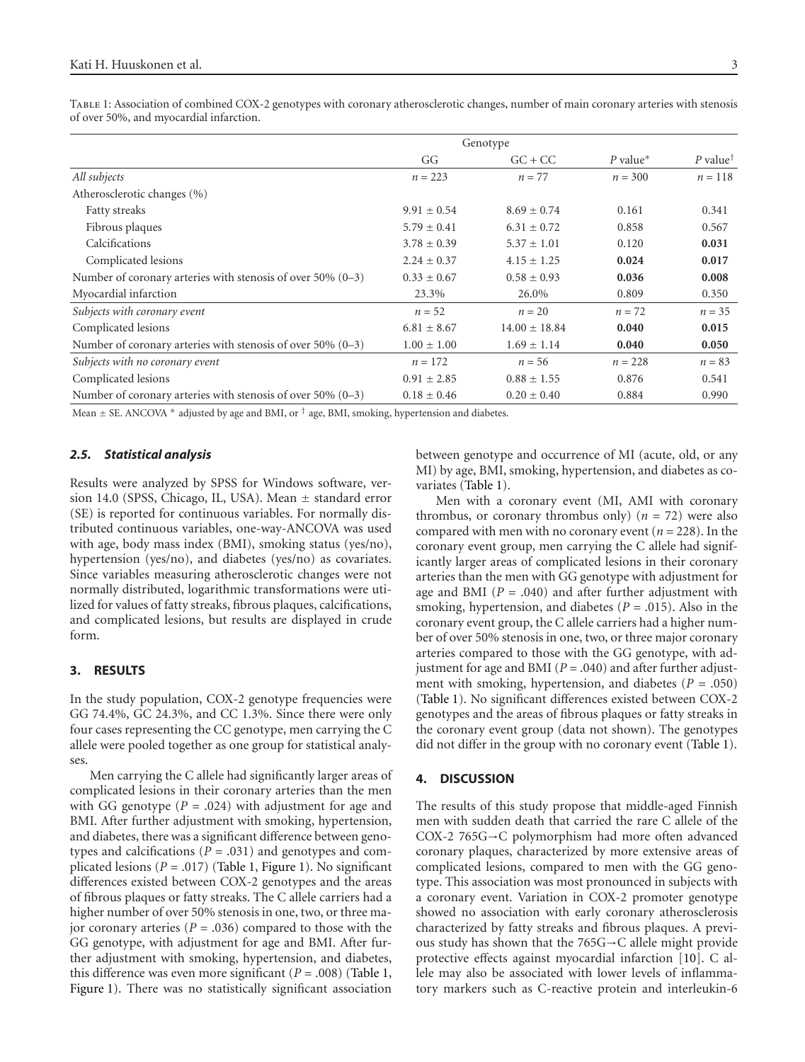Table 1: Association of combined COX-2 genotypes with coronary atherosclerotic changes, number of main coronary arteries with stenosis of over 50%, and myocardial infarction.

| | Genotype | | | |
|---|---|---|---|---|
| | GG | GC + CC | *P* value* | *P* value† |
| *All subjects* | $n = 223$ | $n = 77$ | $n = 300$ | $n = 118$ |
| Atherosclerotic changes (%) | | | | |
| Fatty streaks | 9.91 ± 0.54 | 8.69 ± 0.74 | 0.161 | 0.341 |
| Fibrous plaques | 5.79 ± 0.41 | 6.31 ± 0.72 | 0.858 | 0.567 |
| Calcifications | 3.78 ± 0.39 | 5.37 ± 1.01 | 0.120 | **0.031** |
| Complicated lesions | 2.24 ± 0.37 | 4.15 ± 1.25 | **0.024** | **0.017** |
| Number of coronary arteries with stenosis of over 50% (0–3) | 0.33 ± 0.67 | 0.58 ± 0.93 | **0.036** | **0.008** |
| Myocardial infarction | 23.3% | 26.0% | 0.809 | 0.350 |
| *Subjects with coronary event* | $n = 52$ | $n = 20$ | $n = 72$ | $n = 35$ |
| Complicated lesions | 6.81 ± 8.67 | 14.00 ± 18.84 | **0.040** | **0.015** |
| Number of coronary arteries with stenosis of over 50% (0–3) | 1.00 ± 1.00 | 1.69 ± 1.14 | **0.040** | **0.050** |
| *Subjects with no coronary event* | $n = 172$ | $n = 56$ | $n = 228$ | $n = 83$ |
| Complicated lesions | 0.91 ± 2.85 | 0.88 ± 1.55 | 0.876 | 0.541 |
| Number of coronary arteries with stenosis of over 50% (0–3) | 0.18 ± 0.46 | 0.20 ± 0.40 | 0.884 | 0.990 |

Mean ± SE. ANCOVA * adjusted by age and BMI, or † age, BMI, smoking, hypertension and diabetes.

### *2.5. Statistical analysis*

Results were analyzed by SPSS for Windows software, version 14.0 (SPSS, Chicago, IL, USA). Mean ± standard error (SE) is reported for continuous variables. For normally distributed continuous variables, one-way-ANCOVA was used with age, body mass index (BMI), smoking status (yes/no), hypertension (yes/no), and diabetes (yes/no) as covariates. Since variables measuring atherosclerotic changes were not normally distributed, logarithmic transformations were utilized for values of fatty streaks, fibrous plaques, calcifications, and complicated lesions, but results are displayed in crude form.

## 3. RESULTS

In the study population, COX-2 genotype frequencies were GG 74.4%, GC 24.3%, and CC 1.3%. Since there were only four cases representing the CC genotype, men carrying the C allele were pooled together as one group for statistical analyses.

Men carrying the C allele had significantly larger areas of complicated lesions in their coronary arteries than the men with GG genotype ($P = .024$) with adjustment for age and BMI. After further adjustment with smoking, hypertension, and diabetes, there was a significant difference between genotypes and calcifications ($P = .031$) and genotypes and complicated lesions ($P = .017$) (Table 1, Figure 1). No significant differences existed between COX-2 genotypes and the areas of fibrous plaques or fatty streaks. The C allele carriers had a higher number of over 50% stenosis in one, two, or three major coronary arteries ($P = .036$) compared to those with the GG genotype, with adjustment for age and BMI. After further adjustment with smoking, hypertension, and diabetes, this difference was even more significant ($P = .008$) (Table 1, Figure 1). There was no statistically significant association between genotype and occurrence of MI (acute, old, or any MI) by age, BMI, smoking, hypertension, and diabetes as covariates (Table 1).

Men with a coronary event (MI, AMI with coronary thrombus, or coronary thrombus only) ($n = 72$) were also compared with men with no coronary event ($n = 228$). In the coronary event group, men carrying the C allele had significantly larger areas of complicated lesions in their coronary arteries than the men with GG genotype with adjustment for age and BMI ($P = .040$) and after further adjustment with smoking, hypertension, and diabetes ($P = .015$). Also in the coronary event group, the C allele carriers had a higher number of over 50% stenosis in one, two, or three major coronary arteries compared to those with the GG genotype, with adjustment for age and BMI ($P = .040$) and after further adjustment with smoking, hypertension, and diabetes ($P = .050$) (Table 1). No significant differences existed between COX-2 genotypes and the areas of fibrous plaques or fatty streaks in the coronary event group (data not shown). The genotypes did not differ in the group with no coronary event (Table 1).

## 4. DISCUSSION

The results of this study propose that middle-aged Finnish men with sudden death that carried the rare C allele of the COX-2 765G→C polymorphism had more often advanced coronary plaques, characterized by more extensive areas of complicated lesions, compared to men with the GG genotype. This association was most pronounced in subjects with a coronary event. Variation in COX-2 promoter genotype showed no association with early coronary atherosclerosis characterized by fatty streaks and fibrous plaques. A previous study has shown that the 765G→C allele might provide protective effects against myocardial infarction [10]. C allele may also be associated with lower levels of inflammatory markers such as C-reactive protein and interleukin-6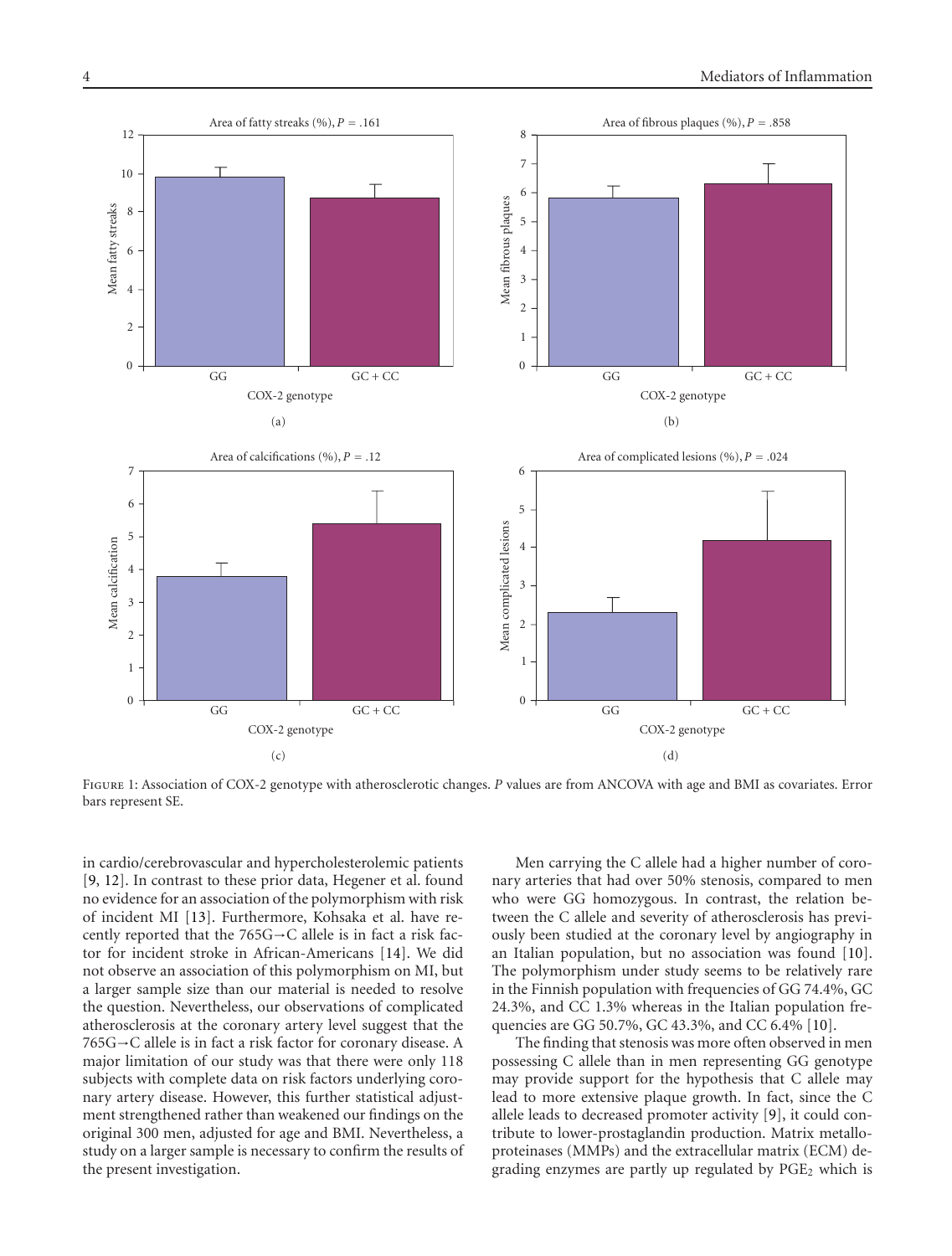Area of fatty streaks (%), $P = .161$

12
10
8
6
4
2
0

Mean fatty streaks

GG
GC + CC

COX-2 genotype

(a)

Area of fibrous plaques (%), $P = .858$

8
7
6
5
4
3
2
1
0

Mean fibrous plaques

GG
GC + CC

COX-2 genotype

(b)

Area of calcifications (%), $P = .12$

7
6
5
4
3
2
1
0

Mean calcification

GG
GC + CC

COX-2 genotype

(c)

Area of complicated lesions (%), $P = .024$

6
5
4
3
2
1
0

Mean complicated lesions

GG
GC + CC

COX-2 genotype

(d)

Figure 1: Association of COX-2 genotype with atherosclerotic changes. *P* values are from ANCOVA with age and BMI as covariates. Error bars represent SE.

in cardio/cerebrovascular and hypercholesterolemic patients [9, 12]. In contrast to these prior data, Hegener et al. found no evidence for an association of the polymorphism with risk of incident MI [13]. Furthermore, Kohsaka et al. have recently reported that the 765G→C allele is in fact a risk factor for incident stroke in African-Americans [14]. We did not observe an association of this polymorphism on MI, but a larger sample size than our material is needed to resolve the question. Nevertheless, our observations of complicated atherosclerosis at the coronary artery level suggest that the 765G→C allele is in fact a risk factor for coronary disease. A major limitation of our study was that there were only 118 subjects with complete data on risk factors underlying coronary artery disease. However, this further statistical adjustment strengthened rather than weakened our findings on the original 300 men, adjusted for age and BMI. Nevertheless, a study on a larger sample is necessary to confirm the results of the present investigation.

Men carrying the C allele had a higher number of coronary arteries that had over 50% stenosis, compared to men who were GG homozygous. In contrast, the relation between the C allele and severity of atherosclerosis has previously been studied at the coronary level by angiography in an Italian population, but no association was found [10]. The polymorphism under study seems to be relatively rare in the Finnish population with frequencies of GG 74.4%, GC 24.3%, and CC 1.3% whereas in the Italian population frequencies are GG 50.7%, GC 43.3%, and CC 6.4% [10].

The finding that stenosis was more often observed in men possessing C allele than in men representing GG genotype may provide support for the hypothesis that C allele may lead to more extensive plaque growth. In fact, since the C allele leads to decreased promoter activity [9], it could contribute to lower-prostaglandin production. Matrix metalloproteinases (MMPs) and the extracellular matrix (ECM) degrading enzymes are partly up regulated by $PGE_2$ which is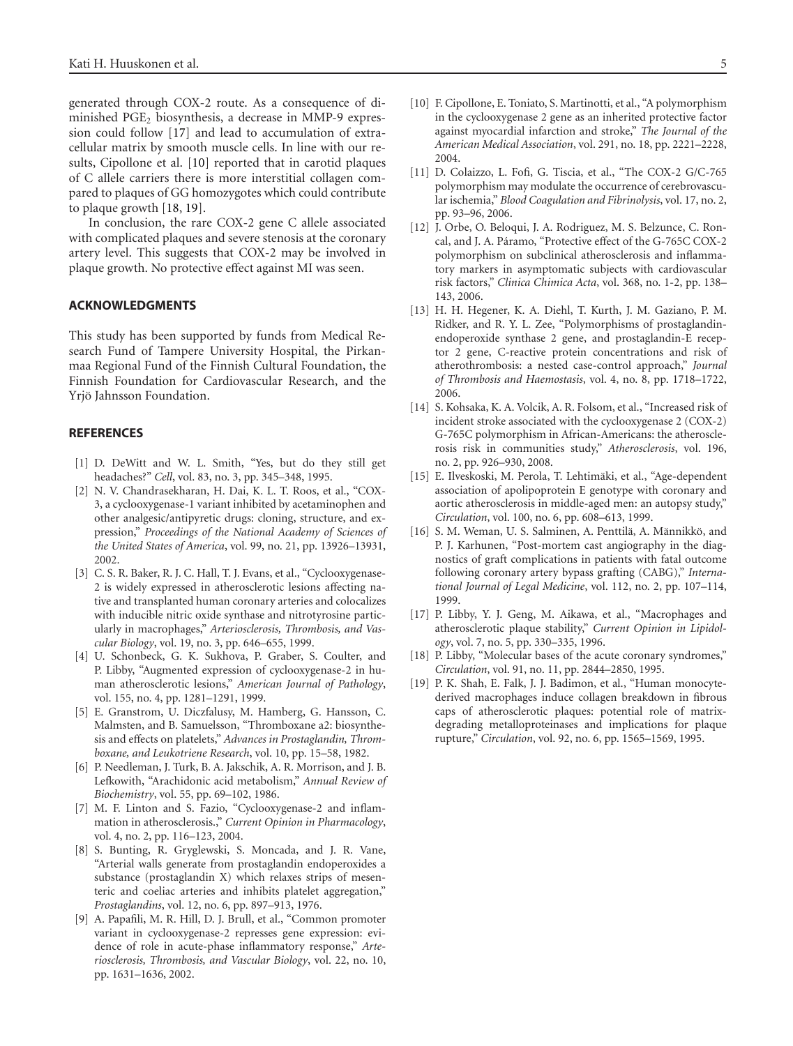generated through COX-2 route. As a consequence of diminished $PGE_2$ biosynthesis, a decrease in MMP-9 expression could follow [17] and lead to accumulation of extracellular matrix by smooth muscle cells. In line with our results, Cipollone et al. [10] reported that in carotid plaques of C allele carriers there is more interstitial collagen compared to plaques of GG homozygotes which could contribute to plaque growth [18, 19].

In conclusion, the rare COX-2 gene C allele associated with complicated plaques and severe stenosis at the coronary artery level. This suggests that COX-2 may be involved in plaque growth. No protective effect against MI was seen.

## ACKNOWLEDGMENTS

This study has been supported by funds from Medical Research Fund of Tampere University Hospital, the Pirkanmaa Regional Fund of the Finnish Cultural Foundation, the Finnish Foundation for Cardiovascular Research, and the Yrjö Jahnsson Foundation.

## REFERENCES

[1] D. DeWitt and W. L. Smith, "Yes, but do they still get headaches?" *Cell*, vol. 83, no. 3, pp. 345–348, 1995.

[2] N. V. Chandrasekharan, H. Dai, K. L. T. Roos, et al., "COX-3, a cyclooxygenase-1 variant inhibited by acetaminophen and other analgesic/antipyretic drugs: cloning, structure, and expression," *Proceedings of the National Academy of Sciences of the United States of America*, vol. 99, no. 21, pp. 13926–13931, 2002.

[3] C. S. R. Baker, R. J. C. Hall, T. J. Evans, et al., "Cyclooxygenase-2 is widely expressed in atherosclerotic lesions affecting native and transplanted human coronary arteries and colocalizes with inducible nitric oxide synthase and nitrotyrosine particularly in macrophages," *Arteriosclerosis, Thrombosis, and Vascular Biology*, vol. 19, no. 3, pp. 646–655, 1999.

[4] U. Schonbeck, G. K. Sukhova, P. Graber, S. Coulter, and P. Libby, "Augmented expression of cyclooxygenase-2 in human atherosclerotic lesions," *American Journal of Pathology*, vol. 155, no. 4, pp. 1281–1291, 1999.

[5] E. Granstrom, U. Diczfalusy, M. Hamberg, G. Hansson, C. Malmsten, and B. Samuelsson, "Thromboxane a2: biosynthesis and effects on platelets," *Advances in Prostaglandin, Thromboxane, and Leukotriene Research*, vol. 10, pp. 15–58, 1982.

[6] P. Needleman, J. Turk, B. A. Jakschik, A. R. Morrison, and J. B. Lefkowith, "Arachidonic acid metabolism," *Annual Review of Biochemistry*, vol. 55, pp. 69–102, 1986.

[7] M. F. Linton and S. Fazio, "Cyclooxygenase-2 and inflammation in atherosclerosis.," *Current Opinion in Pharmacology*, vol. 4, no. 2, pp. 116–123, 2004.

[8] S. Bunting, R. Gryglewski, S. Moncada, and J. R. Vane, "Arterial walls generate from prostaglandin endoperoxides a substance (prostaglandin X) which relaxes strips of mesenteric and coeliac arteries and inhibits platelet aggregation," *Prostaglandins*, vol. 12, no. 6, pp. 897–913, 1976.

[9] A. Papafili, M. R. Hill, D. J. Brull, et al., "Common promoter variant in cyclooxygenase-2 represses gene expression: evidence of role in acute-phase inflammatory response," *Arteriosclerosis, Thrombosis, and Vascular Biology*, vol. 22, no. 10, pp. 1631–1636, 2002.

[10] F. Cipollone, E. Toniato, S. Martinotti, et al., "A polymorphism in the cyclooxygenase 2 gene as an inherited protective factor against myocardial infarction and stroke," *The Journal of the American Medical Association*, vol. 291, no. 18, pp. 2221–2228, 2004.

[11] D. Colaizzo, L. Fofi, G. Tiscia, et al., "The COX-2 G/C-765 polymorphism may modulate the occurrence of cerebrovascular ischemia," *Blood Coagulation and Fibrinolysis*, vol. 17, no. 2, pp. 93–96, 2006.

[12] J. Orbe, O. Beloqui, J. A. Rodriguez, M. S. Belzunce, C. Roncal, and J. A. Páramo, "Protective effect of the G-765C COX-2 polymorphism on subclinical atherosclerosis and inflammatory markers in asymptomatic subjects with cardiovascular risk factors," *Clinica Chimica Acta*, vol. 368, no. 1-2, pp. 138–143, 2006.

[13] H. H. Hegener, K. A. Diehl, T. Kurth, J. M. Gaziano, P. M. Ridker, and R. Y. L. Zee, "Polymorphisms of prostaglandin-endoperoxide synthase 2 gene, and prostaglandin-E receptor 2 gene, C-reactive protein concentrations and risk of atherothrombosis: a nested case-control approach," *Journal of Thrombosis and Haemostasis*, vol. 4, no. 8, pp. 1718–1722, 2006.

[14] S. Kohsaka, K. A. Volcik, A. R. Folsom, et al., "Increased risk of incident stroke associated with the cyclooxygenase 2 (COX-2) G-765C polymorphism in African-Americans: the atherosclerosis risk in communities study," *Atherosclerosis*, vol. 196, no. 2, pp. 926–930, 2008.

[15] E. Ilveskoski, M. Perola, T. Lehtimäki, et al., "Age-dependent association of apolipoprotein E genotype with coronary and aortic atherosclerosis in middle-aged men: an autopsy study," *Circulation*, vol. 100, no. 6, pp. 608–613, 1999.

[16] S. M. Weman, U. S. Salminen, A. Penttilä, A. Männikkö, and P. J. Karhunen, "Post-mortem cast angiography in the diagnostics of graft complications in patients with fatal outcome following coronary artery bypass grafting (CABG)," *International Journal of Legal Medicine*, vol. 112, no. 2, pp. 107–114, 1999.

[17] P. Libby, Y. J. Geng, M. Aikawa, et al., "Macrophages and atherosclerotic plaque stability," *Current Opinion in Lipidology*, vol. 7, no. 5, pp. 330–335, 1996.

[18] P. Libby, "Molecular bases of the acute coronary syndromes," *Circulation*, vol. 91, no. 11, pp. 2844–2850, 1995.

[19] P. K. Shah, E. Falk, J. J. Badimon, et al., "Human monocyte-derived macrophages induce collagen breakdown in fibrous caps of atherosclerotic plaques: potential role of matrix-degrading metalloproteinases and implications for plaque rupture," *Circulation*, vol. 92, no. 6, pp. 1565–1569, 1995.